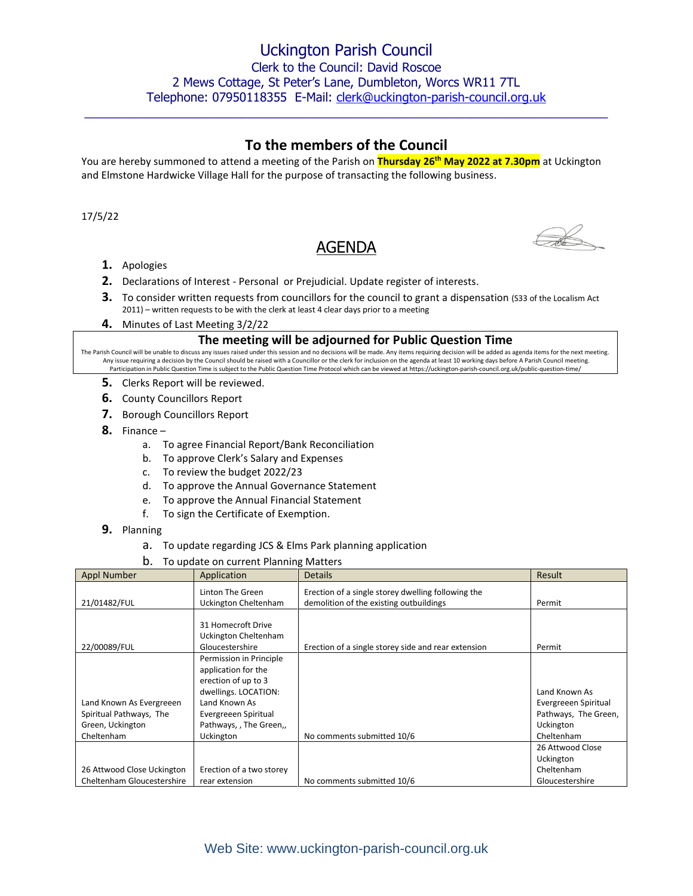# Uckington Parish Council

Clerk to the Council: David Roscoe
2 Mews Cottage, St Peter's Lane, Dumbleton, Worcs WR11 7TL
Telephone: 07950118355 E-Mail: clerk@uckington-parish-council.org.uk

---

## To the members of the Council

You are hereby summoned to attend a meeting of the Parish on **Thursday 26th May 2022 at 7.30pm** at Uckington and Elmstone Hardwicke Village Hall for the purpose of transacting the following business.

17/5/22

## AGENDA

1. Apologies
2. Declarations of Interest - Personal or Prejudicial. Update register of interests.
3. To consider written requests from councillors for the council to grant a dispensation (S33 of the Localism Act 2011) – written requests to be with the clerk at least 4 clear days prior to a meeting
4. Minutes of Last Meeting 3/2/22

**The meeting will be adjourned for Public Question Time**

The Parish Council will be unable to discuss any issues raised under this session and no decisions will be made. Any items requiring decision will be added as agenda items for the next meeting. Any issue requiring a decision by the Council should be raised with a Councillor or the clerk for inclusion on the agenda at least 10 working days before A Parish Council meeting. Participation in Public Question Time is subject to the Public Question Time Protocol which can be viewed at https://uckington-parish-council.org.uk/public-question-time/

5. Clerks Report will be reviewed.
6. County Councillors Report
7. Borough Councillors Report
8. Finance –
   a. To agree Financial Report/Bank Reconciliation
   b. To approve Clerk's Salary and Expenses
   c. To review the budget 2022/23
   d. To approve the Annual Governance Statement
   e. To approve the Annual Financial Statement
   f. To sign the Certificate of Exemption.
9. Planning
   a. To update regarding JCS & Elms Park planning application
   b. To update on current Planning Matters

| Appl Number | Application | Details | Result |
|---|---|---|---|
| 21/01482/FUL | Linton The Green Uckington Cheltenham | Erection of a single storey dwelling following the demolition of the existing outbuildings | Permit |
| 22/00089/FUL | 31 Homecroft Drive Uckington Cheltenham Gloucestershire | Erection of a single storey side and rear extension | Permit |
| Land Known As Evergreeen Spiritual Pathways, The Green, Uckington Cheltenham | Permission in Principle application for the erection of up to 3 dwellings. LOCATION: Land Known As Evergreeen Spiritual Pathways, , The Green,, Uckington | No comments submitted 10/6 | Land Known As Evergreeen Spiritual Pathways, The Green, Uckington Cheltenham |
| 26 Attwood Close Uckington Cheltenham Gloucestershire | Erection of a two storey rear extension | No comments submitted 10/6 | 26 Attwood Close Uckington Cheltenham Gloucestershire |

Web Site: www.uckington-parish-council.org.uk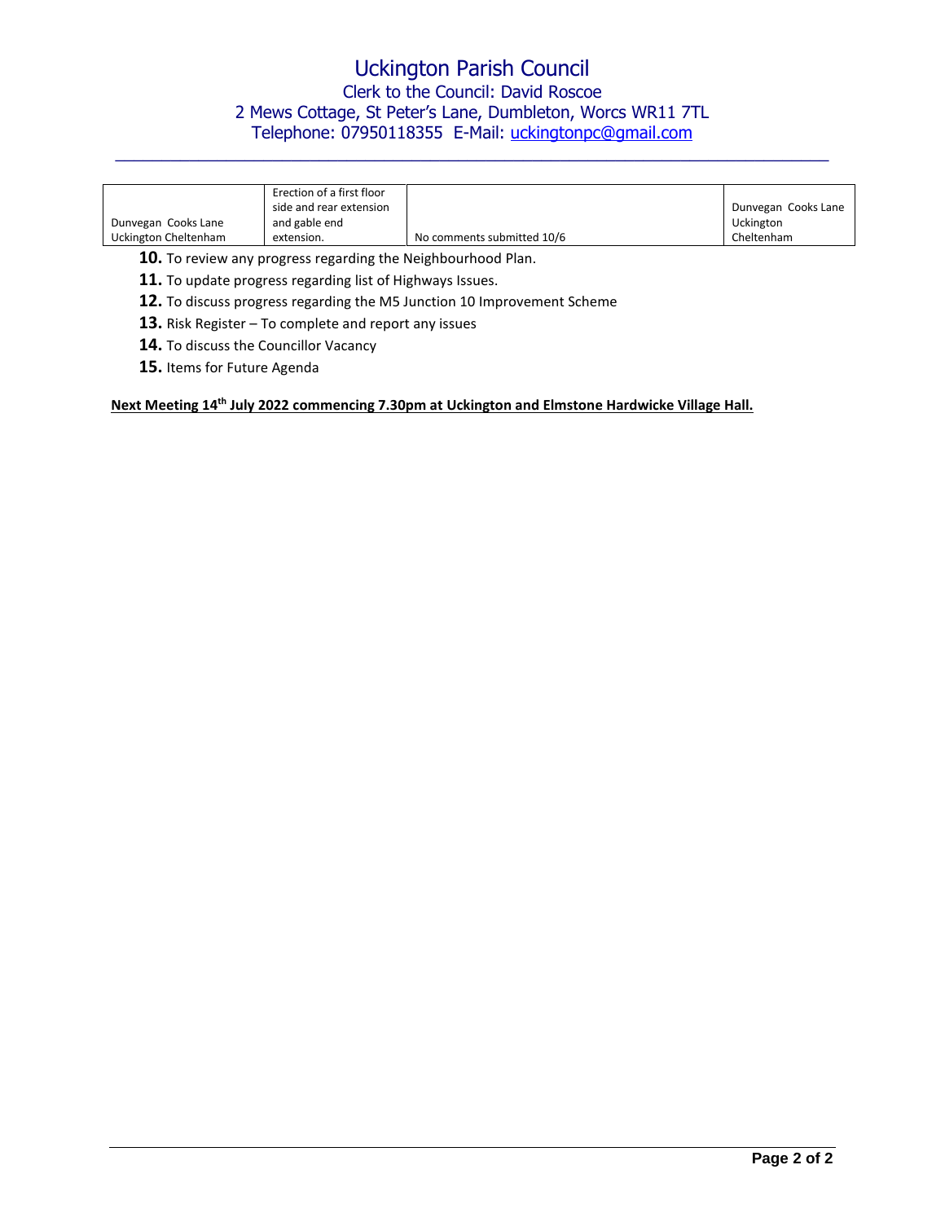# Uckington Parish Council

Clerk to the Council: David Roscoe
2 Mews Cottage, St Peter's Lane, Dumbleton, Worcs WR11 7TL
Telephone: 07950118355 E-Mail: uckingtonpc@gmail.com

| | | | |
|---|---|---|---|
| Dunvegan Cooks Lane Uckington Cheltenham | Erection of a first floor side and rear extension and gable end extension. | No comments submitted 10/6 | Dunvegan Cooks Lane Uckington Cheltenham |

**10.** To review any progress regarding the Neighbourhood Plan.

**11.** To update progress regarding list of Highways Issues.

**12.** To discuss progress regarding the M5 Junction 10 Improvement Scheme

**13.** Risk Register – To complete and report any issues

**14.** To discuss the Councillor Vacancy

**15.** Items for Future Agenda

**Next Meeting 14th July 2022 commencing 7.30pm at Uckington and Elmstone Hardwicke Village Hall.**